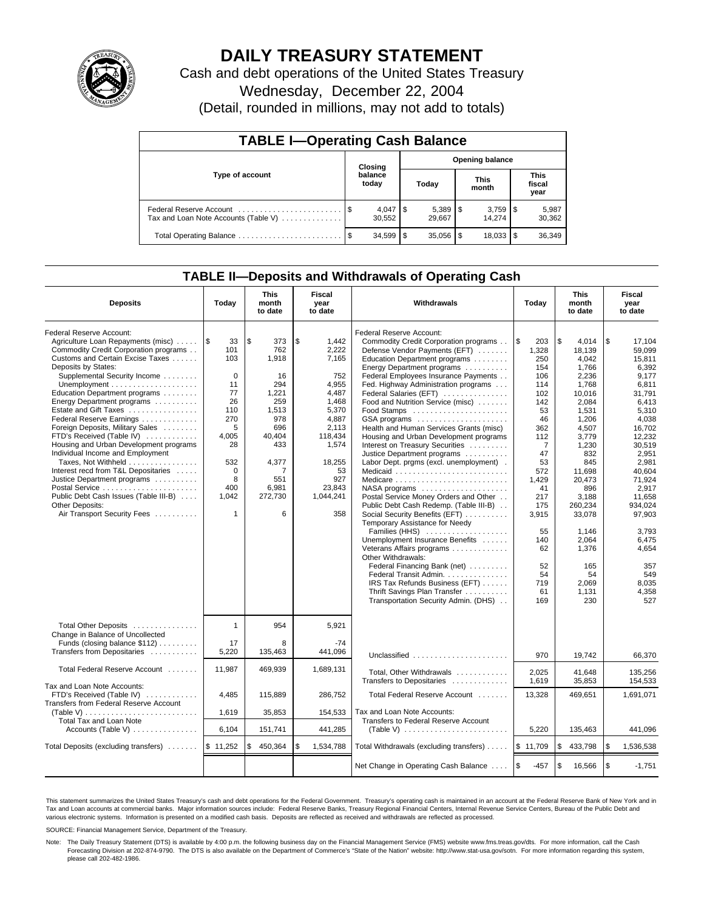# DAILY TREASURY STATEMENT

Cash and debt operations of the United States Treasury

Wednesday, December 22, 2004

(Detail, rounded in millions, may not add to totals)

## TABLE I—Operating Cash Balance

| Type of account | Closing balance today | Opening balance Today | Opening balance This month | Opening balance This fiscal year |
|---|---|---|---|---|
| Federal Reserve Account | $ 4,047 | $ 5,389 | $ 3,759 | $ 5,987 |
| Tax and Loan Note Accounts (Table V) | 30,552 | 29,667 | 14,274 | 30,362 |
| Total Operating Balance | $ 34,599 | $ 35,056 | $ 18,033 | $ 36,349 |

## TABLE II—Deposits and Withdrawals of Operating Cash

| Deposits | Today | This month to date | Fiscal year to date | Withdrawals | Today | This month to date | Fiscal year to date |
|---|---|---|---|---|---|---|---|
| Federal Reserve Account: | | | | Federal Reserve Account: | | | |
| Agriculture Loan Repayments (misc) | $ 33 | $ 373 | $ 1,442 | Commodity Credit Corporation programs | $ 203 | $ 4,014 | $ 17,104 |
| Commodity Credit Corporation programs | 101 | 762 | 2,222 | Defense Vendor Payments (EFT) | 1,328 | 18,139 | 59,099 |
| Customs and Certain Excise Taxes | 103 | 1,918 | 7,165 | Education Department programs | 250 | 4,042 | 15,811 |
| Deposits by States: | | | | Energy Department programs | 154 | 1,766 | 6,392 |
| Supplemental Security Income | 0 | 16 | 752 | Federal Employees Insurance Payments | 106 | 2,236 | 9,177 |
| Unemployment | 11 | 294 | 4,955 | Fed. Highway Administration programs | 114 | 1,768 | 6,811 |
| Education Department programs | 77 | 1,221 | 4,487 | Federal Salaries (EFT) | 102 | 10,016 | 31,791 |
| Energy Department programs | 26 | 259 | 1,468 | Food and Nutrition Service (misc) | 142 | 2,084 | 6,413 |
| Estate and Gift Taxes | 110 | 1,513 | 5,370 | Food Stamps | 53 | 1,531 | 5,310 |
| Federal Reserve Earnings | 270 | 978 | 4,887 | GSA programs | 46 | 1,206 | 4,038 |
| Foreign Deposits, Military Sales | 5 | 696 | 2,113 | Health and Human Services Grants (misc) | 362 | 4,507 | 16,702 |
| FTD's Received (Table IV) | 4,005 | 40,404 | 118,434 | Housing and Urban Development programs | 112 | 3,779 | 12,232 |
| Housing and Urban Development programs | 28 | 433 | 1,574 | Interest on Treasury Securities | 7 | 1,230 | 30,519 |
| Individual Income and Employment | | | | Justice Department programs | 47 | 832 | 2,951 |
| Taxes, Not Withheld | 532 | 4,377 | 18,255 | Labor Dept. prgms (excl. unemployment) | 53 | 845 | 2,981 |
| Interest recd from T&L Depositaries | 0 | 7 | 53 | Medicaid | 572 | 11,698 | 40,604 |
| Justice Department programs | 8 | 551 | 927 | Medicare | 1,429 | 20,473 | 71,924 |
| Postal Service | 400 | 6,981 | 23,843 | NASA programs | 41 | 896 | 2,917 |
| Public Debt Cash Issues (Table III-B) | 1,042 | 272,730 | 1,044,241 | Postal Service Money Orders and Other | 217 | 3,188 | 11,658 |
| Other Deposits: | | | | Public Debt Cash Redemp. (Table III-B) | 175 | 260,234 | 934,024 |
| Air Transport Security Fees | 1 | 6 | 358 | Social Security Benefits (EFT) | 3,915 | 33,078 | 97,903 |
| | | | | Temporary Assistance for Needy Families (HHS) | 55 | 1,146 | 3,793 |
| | | | | Unemployment Insurance Benefits | 140 | 2,064 | 6,475 |
| | | | | Veterans Affairs programs | 62 | 1,376 | 4,654 |
| | | | | Other Withdrawals: | | | |
| | | | | Federal Financing Bank (net) | 52 | 165 | 357 |
| | | | | Federal Transit Admin. | 54 | 54 | 549 |
| | | | | IRS Tax Refunds Business (EFT) | 719 | 2,069 | 8,035 |
| | | | | Thrift Savings Plan Transfer | 61 | 1,131 | 4,358 |
| | | | | Transportation Security Admin. (DHS) | 169 | 230 | 527 |
| Total Other Deposits | 1 | 954 | 5,921 | | | | |
| Change in Balance of Uncollected Funds (closing balance $112) | 17 | 8 | -74 | | | | |
| Transfers from Depositaries | 5,220 | 135,463 | 441,096 | Unclassified | 970 | 19,742 | 66,370 |
| Total Federal Reserve Account | 11,987 | 469,939 | 1,689,131 | Total, Other Withdrawals | 2,025 | 41,648 | 135,256 |
| | | | | Transfers to Depositaries | 1,619 | 35,853 | 154,533 |
| Tax and Loan Note Accounts: | | | | Total Federal Reserve Account | 13,328 | 469,651 | 1,691,071 |
| FTD's Received (Table IV) | 4,485 | 115,889 | 286,752 | | | | |
| Transfers from Federal Reserve Account (Table V) | 1,619 | 35,853 | 154,533 | Tax and Loan Note Accounts: | | | |
| Total Tax and Loan Note Accounts (Table V) | 6,104 | 151,741 | 441,285 | Transfers to Federal Reserve Account (Table V) | 5,220 | 135,463 | 441,096 |
| Total Deposits (excluding transfers) | $ 11,252 | $ 450,364 | $ 1,534,788 | Total Withdrawals (excluding transfers) | $ 11,709 | $ 433,798 | $ 1,536,538 |
| | | | | Net Change in Operating Cash Balance | $ -457 | $ 16,566 | $ -1,751 |

This statement summarizes the United States Treasury's cash and debt operations for the Federal Government. Treasury's operating cash is maintained in an account at the Federal Reserve Bank of New York and in Tax and Loan accounts at commercial banks. Major information sources include: Federal Reserve Banks, Treasury Regional Financial Centers, Internal Revenue Service Centers, Bureau of the Public Debt and various electronic systems. Information is presented on a modified cash basis. Deposits are reflected as received and withdrawals are reflected as processed.

SOURCE: Financial Management Service, Department of the Treasury.

Note: The Daily Treasury Statement (DTS) is available by 4:00 p.m. the following business day on the Financial Management Service (FMS) website www.fms.treas.gov/dts. For more information, call the Cash Forecasting Division at 202-874-9790. The DTS is also available on the Department of Commerce's "State of the Nation" website: http://www.stat-usa.gov/sotn. For more information regarding this system, please call 202-482-1986.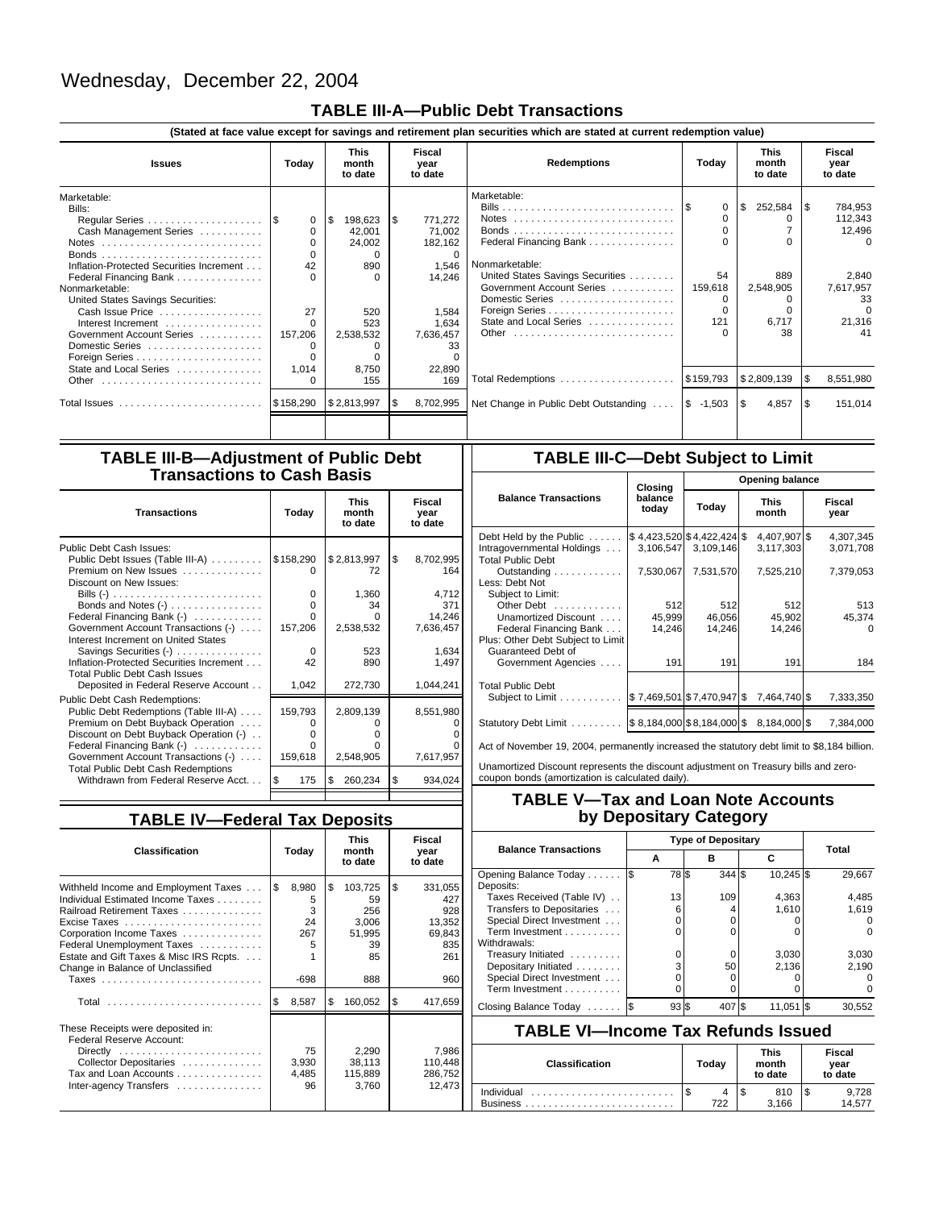Wednesday, December 22, 2004

## TABLE III-A—Public Debt Transactions

(Stated at face value except for savings and retirement plan securities which are stated at current redemption value)

| Issues | Today | This month to date | Fiscal year to date | Redemptions | Today | This month to date | Fiscal year to date |
|---|---|---|---|---|---|---|---|
| Marketable: | | | | Marketable: | | | |
| Bills: | | | | Bills | $ 0 | $ 252,584 | $ 784,953 |
| Regular Series | $ 0 | $ 198,623 | $ 771,272 | Notes | 0 | 0 | 112,343 |
| Cash Management Series | 0 | 42,001 | 71,002 | Bonds | 0 | 7 | 12,496 |
| Notes | 0 | 24,002 | 182,162 | Federal Financing Bank | 0 | 0 | 0 |
| Bonds | 0 | 0 | 0 | | | | |
| Inflation-Protected Securities Increment | 42 | 890 | 1,546 | Nonmarketable: | | | |
| Federal Financing Bank | 0 | 0 | 14,246 | United States Savings Securities | 54 | 889 | 2,840 |
| Nonmarketable: | | | | Government Account Series | 159,618 | 2,548,905 | 7,617,957 |
| United States Savings Securities: | | | | Domestic Series | 0 | 0 | 33 |
| Cash Issue Price | 27 | 520 | 1,584 | Foreign Series | 0 | 0 | 0 |
| Interest Increment | 0 | 523 | 1,634 | State and Local Series | 121 | 6,717 | 21,316 |
| Government Account Series | 157,206 | 2,538,532 | 7,636,457 | Other | 0 | 38 | 41 |
| Domestic Series | 0 | 0 | 33 | | | | |
| Foreign Series | 0 | 0 | 0 | | | | |
| State and Local Series | 1,014 | 8,750 | 22,890 | | | | |
| Other | 0 | 155 | 169 | Total Redemptions | $159,793 | $2,809,139 | $ 8,551,980 |
| Total Issues | $158,290 | $2,813,997 | $ 8,702,995 | Net Change in Public Debt Outstanding | $ -1,503 | $ 4,857 | $ 151,014 |

## TABLE III-B—Adjustment of Public Debt Transactions to Cash Basis

| Transactions | Today | This month to date | Fiscal year to date |
|---|---|---|---|
| Public Debt Cash Issues: | | | |
| Public Debt Issues (Table III-A) | $158,290 | $2,813,997 | $ 8,702,995 |
| Premium on New Issues | 0 | 72 | 164 |
| Discount on New Issues: | | | |
| Bills (-) | 0 | 1,360 | 4,712 |
| Bonds and Notes (-) | 0 | 34 | 371 |
| Federal Financing Bank (-) | 0 | 0 | 14,246 |
| Government Account Transactions (-) | 157,206 | 2,538,532 | 7,636,457 |
| Interest Increment on United States Savings Securities (-) | 0 | 523 | 1,634 |
| Inflation-Protected Securities Increment | 42 | 890 | 1,497 |
| Total Public Debt Cash Issues Deposited in Federal Reserve Account | 1,042 | 272,730 | 1,044,241 |
| Public Debt Cash Redemptions: | | | |
| Public Debt Redemptions (Table III-A) | 159,793 | 2,809,139 | 8,551,980 |
| Premium on Debt Buyback Operation | 0 | 0 | 0 |
| Discount on Debt Buyback Operation (-) | 0 | 0 | 0 |
| Federal Financing Bank (-) | 0 | 0 | 0 |
| Government Account Transactions (-) | 159,618 | 2,548,905 | 7,617,957 |
| Total Public Debt Cash Redemptions Withdrawn from Federal Reserve Acct. | $ 175 | $ 260,234 | $ 934,024 |

## TABLE III-C—Debt Subject to Limit

| Balance Transactions | Closing balance today | Opening balance | | |
|---|---|---|---|---|
| | | Today | This month | Fiscal year |
| Debt Held by the Public | $ 4,423,520 | $ 4,422,424 | $ 4,407,907 | $ 4,307,345 |
| Intragovernmental Holdings | 3,106,547 | 3,109,146 | 3,117,303 | 3,071,708 |
| Total Public Debt Outstanding | 7,530,067 | 7,531,570 | 7,525,210 | 7,379,053 |
| Less: Debt Not Subject to Limit: | | | | |
| Other Debt | 512 | 512 | 512 | 513 |
| Unamortized Discount | 45,999 | 46,056 | 45,902 | 45,374 |
| Federal Financing Bank | 14,246 | 14,246 | 14,246 | 0 |
| Plus: Other Debt Subject to Limit Guaranteed Debt of Government Agencies | 191 | 191 | 191 | 184 |
| Total Public Debt Subject to Limit | $ 7,469,501 | $ 7,470,947 | $ 7,464,740 | $ 7,333,350 |
| Statutory Debt Limit | $ 8,184,000 | $ 8,184,000 | $ 8,184,000 | $ 7,384,000 |

Act of November 19, 2004, permanently increased the statutory debt limit to $8,184 billion.

Unamortized Discount represents the discount adjustment on Treasury bills and zero-coupon bonds (amortization is calculated daily).

## TABLE IV—Federal Tax Deposits

| Classification | Today | This month to date | Fiscal year to date |
|---|---|---|---|
| Withheld Income and Employment Taxes | $ 8,980 | $ 103,725 | $ 331,055 |
| Individual Estimated Income Taxes | 5 | 59 | 427 |
| Railroad Retirement Taxes | 3 | 256 | 928 |
| Excise Taxes | 24 | 3,006 | 13,352 |
| Corporation Income Taxes | 267 | 51,995 | 69,843 |
| Federal Unemployment Taxes | 5 | 39 | 835 |
| Estate and Gift Taxes & Misc IRS Rcpts. | 1 | 85 | 261 |
| Change in Balance of Unclassified Taxes | -698 | 888 | 960 |
| Total | $ 8,587 | $ 160,052 | $ 417,659 |
| These Receipts were deposited in: | | | |
| Federal Reserve Account: | | | |
| Directly | 75 | 2,290 | 7,986 |
| Collector Depositaries | 3,930 | 38,113 | 110,448 |
| Tax and Loan Accounts | 4,485 | 115,889 | 286,752 |
| Inter-agency Transfers | 96 | 3,760 | 12,473 |

## TABLE V—Tax and Loan Note Accounts by Depositary Category

| Balance Transactions | Type of Depositary | | | Total |
|---|---|---|---|---|
| | A | B | C | |
| Opening Balance Today | $ 78 | $ 344 | $ 10,245 | $ 29,667 |
| Deposits: | | | | |
| Taxes Received (Table IV) | 13 | 109 | 4,363 | 4,485 |
| Transfers to Depositaries | 6 | 4 | 1,610 | 1,619 |
| Special Direct Investment | 0 | 0 | 0 | 0 |
| Term Investment | 0 | 0 | 0 | 0 |
| Withdrawals: | | | | |
| Treasury Initiated | 0 | 0 | 3,030 | 3,030 |
| Depositary Initiated | 3 | 50 | 2,136 | 2,190 |
| Special Direct Investment | 0 | 0 | 0 | 0 |
| Term Investment | 0 | 0 | 0 | 0 |
| Closing Balance Today | $ 93 | $ 407 | $ 11,051 | $ 30,552 |

## TABLE VI—Income Tax Refunds Issued

| Classification | Today | This month to date | Fiscal year to date |
|---|---|---|---|
| Individual | $ 4 | $ 810 | $ 9,728 |
| Business | 722 | 3,166 | 14,577 |